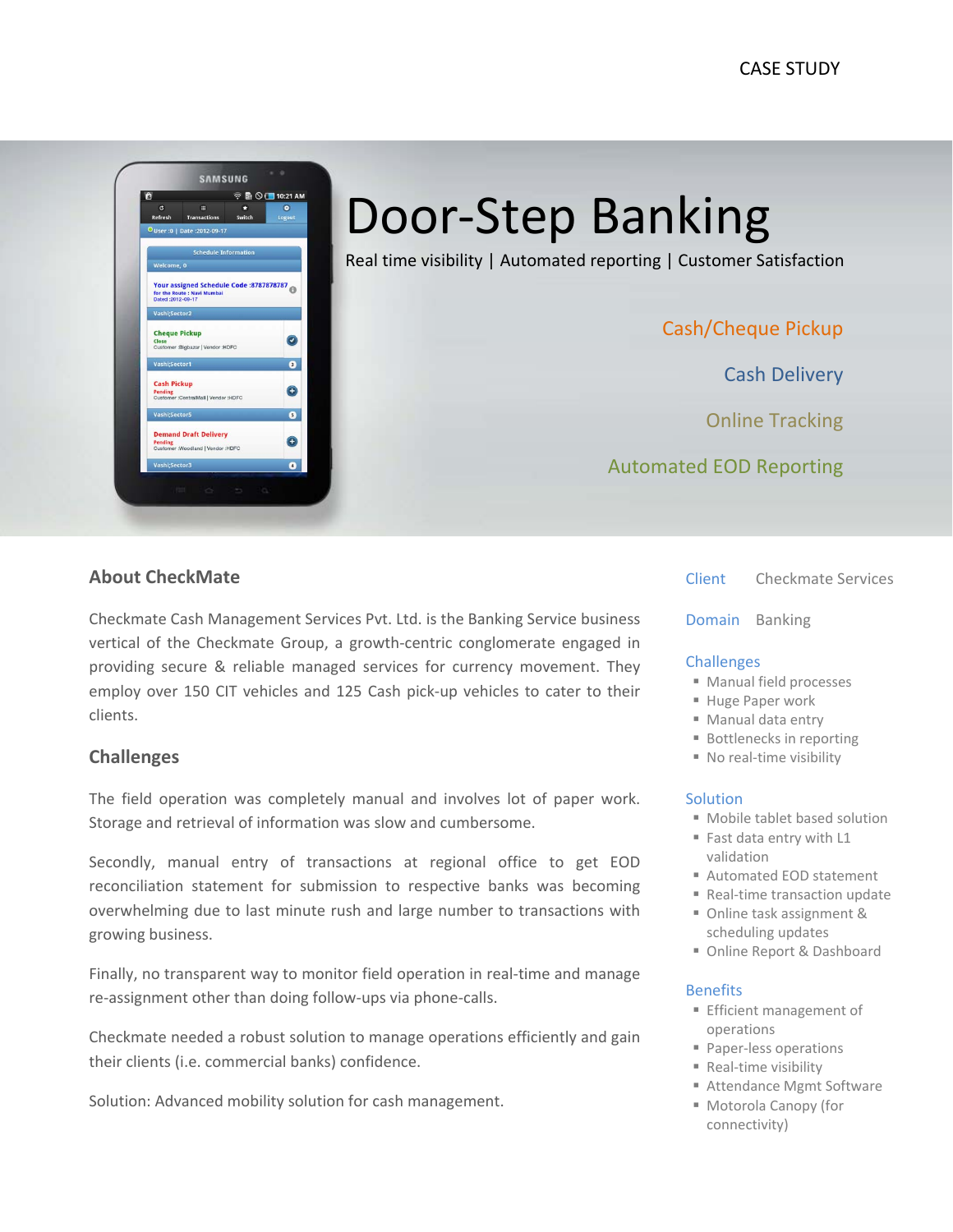CASE STUDY

# Door-Step Banking

Real time visibility | Automated reporting | Customer Satisfaction

Cash/Cheque Pickup

Cash Delivery

Online Tracking

Automated EOD Reporting

## About CheckMate

Checkmate Cash Management Services Pvt. Ltd. is the Banking Service business vertical of the Checkmate Group, a growth-centric conglomerate engaged in providing secure & reliable managed services for currency movement. They employ over 150 CIT vehicles and 125 Cash pick-up vehicles to cater to their clients.

## Challenges

The field operation was completely manual and involves lot of paper work. Storage and retrieval of information was slow and cumbersome.

Secondly, manual entry of transactions at regional office to get EOD reconciliation statement for submission to respective banks was becoming overwhelming due to last minute rush and large number to transactions with growing business.

Finally, no transparent way to monitor field operation in real-time and manage re-assignment other than doing follow-ups via phone-calls.

Checkmate needed a robust solution to manage operations efficiently and gain their clients (i.e. commercial banks) confidence.

Solution: Advanced mobility solution for cash management.

**Client** Checkmate Services

**Domain** Banking

**Challenges**

- Manual field processes
- Huge Paper work
- Manual data entry
- Bottlenecks in reporting
- No real-time visibility

**Solution**

- Mobile tablet based solution
- Fast data entry with L1 validation
- Automated EOD statement
- Real-time transaction update
- Online task assignment & scheduling updates
- Online Report & Dashboard

**Benefits**

- Efficient management of operations
- Paper-less operations
- Real-time visibility
- Attendance Mgmt Software
- Motorola Canopy (for connectivity)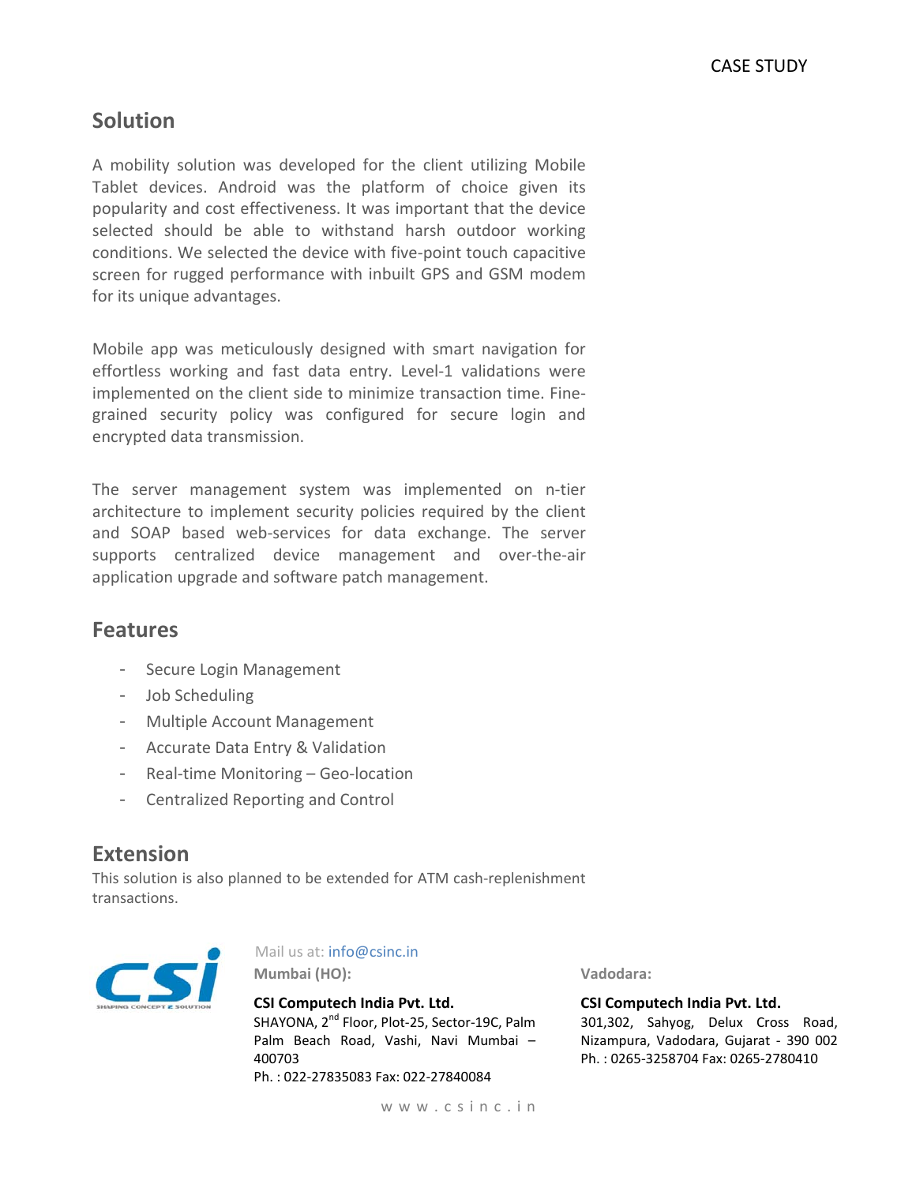## Solution

A mobility solution was developed for the client utilizing Mobile Tablet devices. Android was the platform of choice given its popularity and cost effectiveness. It was important that the device selected should be able to withstand harsh outdoor working conditions. We selected the device with five-point touch capacitive screen for rugged performance with inbuilt GPS and GSM modem for its unique advantages.

Mobile app was meticulously designed with smart navigation for effortless working and fast data entry. Level-1 validations were implemented on the client side to minimize transaction time. Fine-grained security policy was configured for secure login and encrypted data transmission.

The server management system was implemented on n-tier architecture to implement security policies required by the client and SOAP based web-services for data exchange. The server supports centralized device management and over-the-air application upgrade and software patch management.

## Features

- Secure Login Management
- Job Scheduling
- Multiple Account Management
- Accurate Data Entry & Validation
- Real-time Monitoring – Geo-location
- Centralized Reporting and Control

## Extension

This solution is also planned to be extended for ATM cash-replenishment transactions.

CSI — SHAPING CONCEPT 2 SOLUTION

Mail us at: info@csinc.in

**Mumbai (HO):**

**CSI Computech India Pvt. Ltd.**
SHAYONA, 2nd Floor, Plot-25, Sector-19C, Palm Beach Road, Vashi, Navi Mumbai – 400703
Ph. : 022-27835083 Fax: 022-27840084

**Vadodara:**

**CSI Computech India Pvt. Ltd.**
301,302, Sahyog, Delux Cross Road, Nizampura, Vadodara, Gujarat - 390 002
Ph. : 0265-3258704 Fax: 0265-2780410

www.csinc.in